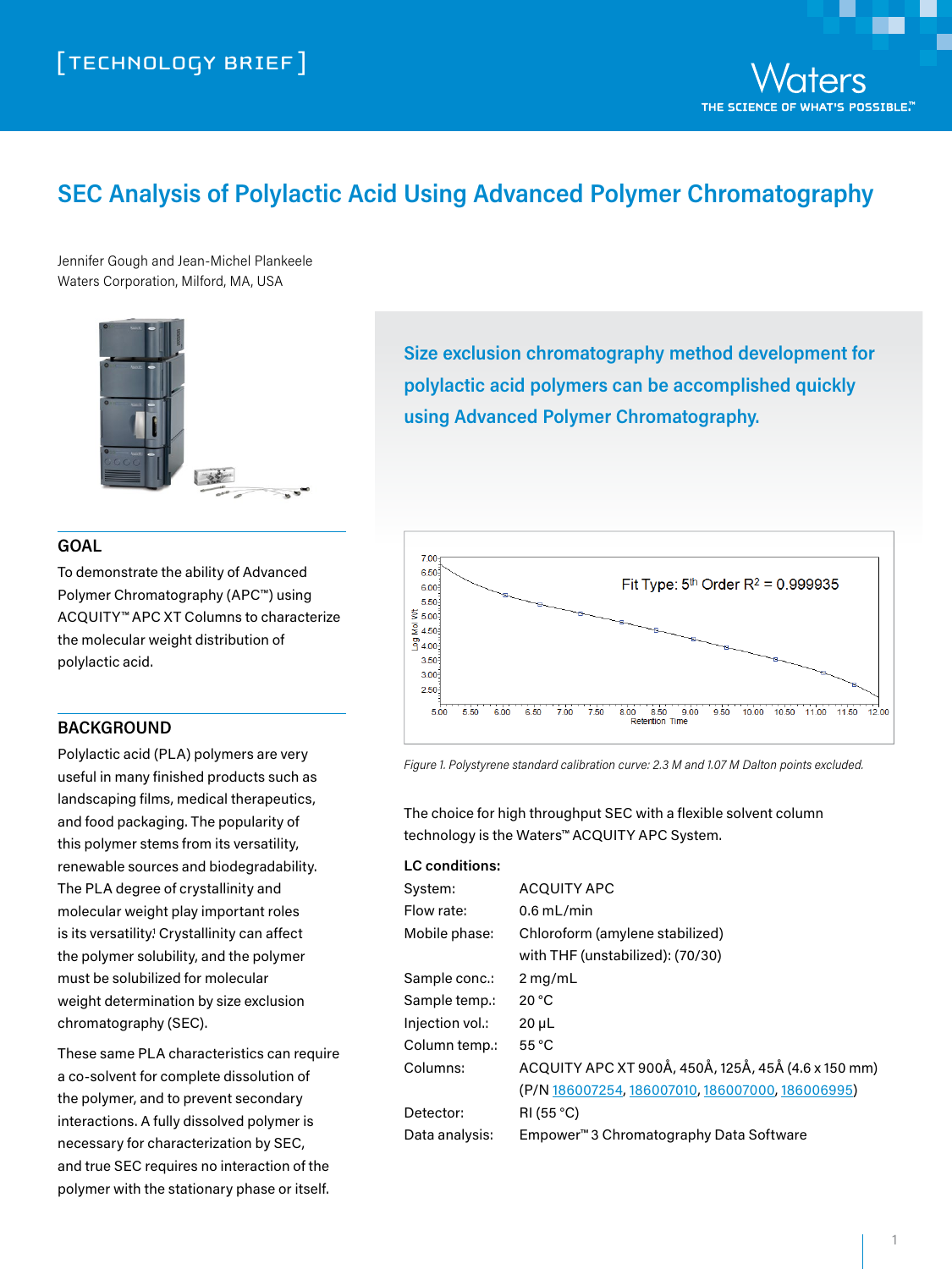[TECHNOLOGY BRIEF]

# SEC Analysis of Polylactic Acid Using Advanced Polymer Chromatography

Jennifer Gough and Jean-Michel Plankeele
Waters Corporation, Milford, MA, USA

**Size exclusion chromatography method development for polylactic acid polymers can be accomplished quickly using Advanced Polymer Chromatography.**

## GOAL

To demonstrate the ability of Advanced Polymer Chromatography (APC™) using ACQUITY™ APC XT Columns to characterize the molecular weight distribution of polylactic acid.

## BACKGROUND

Polylactic acid (PLA) polymers are very useful in many finished products such as landscaping films, medical therapeutics, and food packaging. The popularity of this polymer stems from its versatility, renewable sources and biodegradability. The PLA degree of crystallinity and molecular weight play important roles is its versatility.[1] Crystallinity can affect the polymer solubility, and the polymer must be solubilized for molecular weight determination by size exclusion chromatography (SEC).

These same PLA characteristics can require a co-solvent for complete dissolution of the polymer, and to prevent secondary interactions. A fully dissolved polymer is necessary for characterization by SEC, and true SEC requires no interaction of the polymer with the stationary phase or itself.

*Figure 1. Polystyrene standard calibration curve: 2.3 M and 1.07 M Dalton points excluded.*

The choice for high throughput SEC with a flexible solvent column technology is the Waters™ ACQUITY APC System.

**LC conditions:**

| | |
|---|---|
| System: | ACQUITY APC |
| Flow rate: | 0.6 mL/min |
| Mobile phase: | Chloroform (amylene stabilized) with THF (unstabilized): (70/30) |
| Sample conc.: | 2 mg/mL |
| Sample temp.: | 20 °C |
| Injection vol.: | 20 µL |
| Column temp.: | 55 °C |
| Columns: | ACQUITY APC XT 900Å, 450Å, 125Å, 45Å (4.6 x 150 mm) (P/N 186007254, 186007010, 186007000, 186006995) |
| Detector: | RI (55 °C) |
| Data analysis: | Empower™ 3 Chromatography Data Software |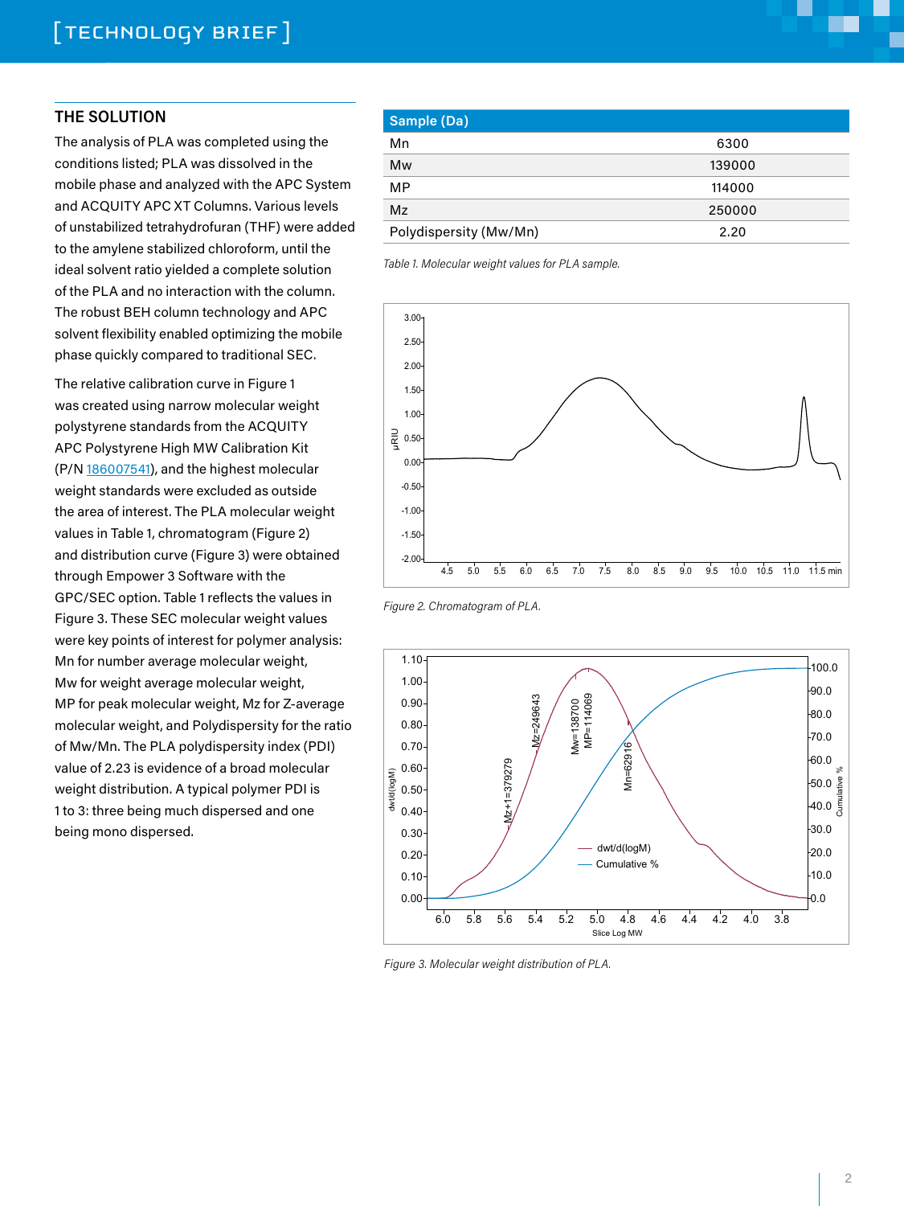## THE SOLUTION

The analysis of PLA was completed using the conditions listed; PLA was dissolved in the mobile phase and analyzed with the APC System and ACQUITY APC XT Columns. Various levels of unstabilized tetrahydrofuran (THF) were added to the amylene stabilized chloroform, until the ideal solvent ratio yielded a complete solution of the PLA and no interaction with the column. The robust BEH column technology and APC solvent flexibility enabled optimizing the mobile phase quickly compared to traditional SEC.

The relative calibration curve in Figure 1 was created using narrow molecular weight polystyrene standards from the ACQUITY APC Polystyrene High MW Calibration Kit (P/N 186007541), and the highest molecular weight standards were excluded as outside the area of interest. The PLA molecular weight values in Table 1, chromatogram (Figure 2) and distribution curve (Figure 3) were obtained through Empower 3 Software with the GPC/SEC option. Table 1 reflects the values in Figure 3. These SEC molecular weight values were key points of interest for polymer analysis: Mn for number average molecular weight, Mw for weight average molecular weight, MP for peak molecular weight, Mz for Z-average molecular weight, and Polydispersity for the ratio of Mw/Mn. The PLA polydispersity index (PDI) value of 2.23 is evidence of a broad molecular weight distribution. A typical polymer PDI is 1 to 3: three being much dispersed and one being mono dispersed.

| Sample (Da) | |
|---|---|
| Mn | 6300 |
| Mw | 139000 |
| MP | 114000 |
| Mz | 250000 |
| Polydispersity (Mw/Mn) | 2.20 |

*Table 1. Molecular weight values for PLA sample.*

*Figure 2. Chromatogram of PLA.*

*Figure 3. Molecular weight distribution of PLA.*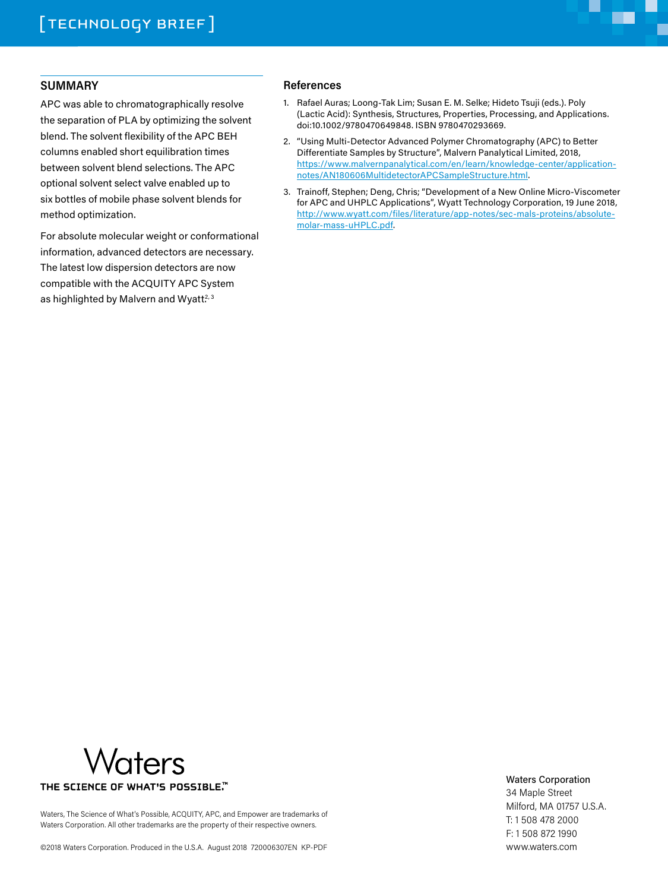## SUMMARY

APC was able to chromatographically resolve the separation of PLA by optimizing the solvent blend. The solvent flexibility of the APC BEH columns enabled short equilibration times between solvent blend selections. The APC optional solvent select valve enabled up to six bottles of mobile phase solvent blends for method optimization.

For absolute molecular weight or conformational information, advanced detectors are necessary. The latest low dispersion detectors are now compatible with the ACQUITY APC System as highlighted by Malvern and Wyatt.[2, 3]

## References

1. Rafael Auras; Loong-Tak Lim; Susan E. M. Selke; Hideto Tsuji (eds.). Poly (Lactic Acid): Synthesis, Structures, Properties, Processing, and Applications. doi:10.1002/9780470649848. ISBN 9780470293669.
2. "Using Multi-Detector Advanced Polymer Chromatography (APC) to Better Differentiate Samples by Structure", Malvern Panalytical Limited, 2018, https://www.malvernpanalytical.com/en/learn/knowledge-center/application-notes/AN180606MultidetectorAPCSampleStructure.html.
3. Trainoff, Stephen; Deng, Chris; "Development of a New Online Micro-Viscometer for APC and UHPLC Applications", Wyatt Technology Corporation, 19 June 2018, http://www.wyatt.com/files/literature/app-notes/sec-mals-proteins/absolute-molar-mass-uHPLC.pdf.

Waters

THE SCIENCE OF WHAT'S POSSIBLE.™

Waters, The Science of What's Possible, ACQUITY, APC, and Empower are trademarks of Waters Corporation. All other trademarks are the property of their respective owners.

©2018 Waters Corporation. Produced in the U.S.A. August 2018 720006307EN KP-PDF

Waters Corporation
34 Maple Street
Milford, MA 01757 U.S.A.
T: 1 508 478 2000
F: 1 508 872 1990
www.waters.com